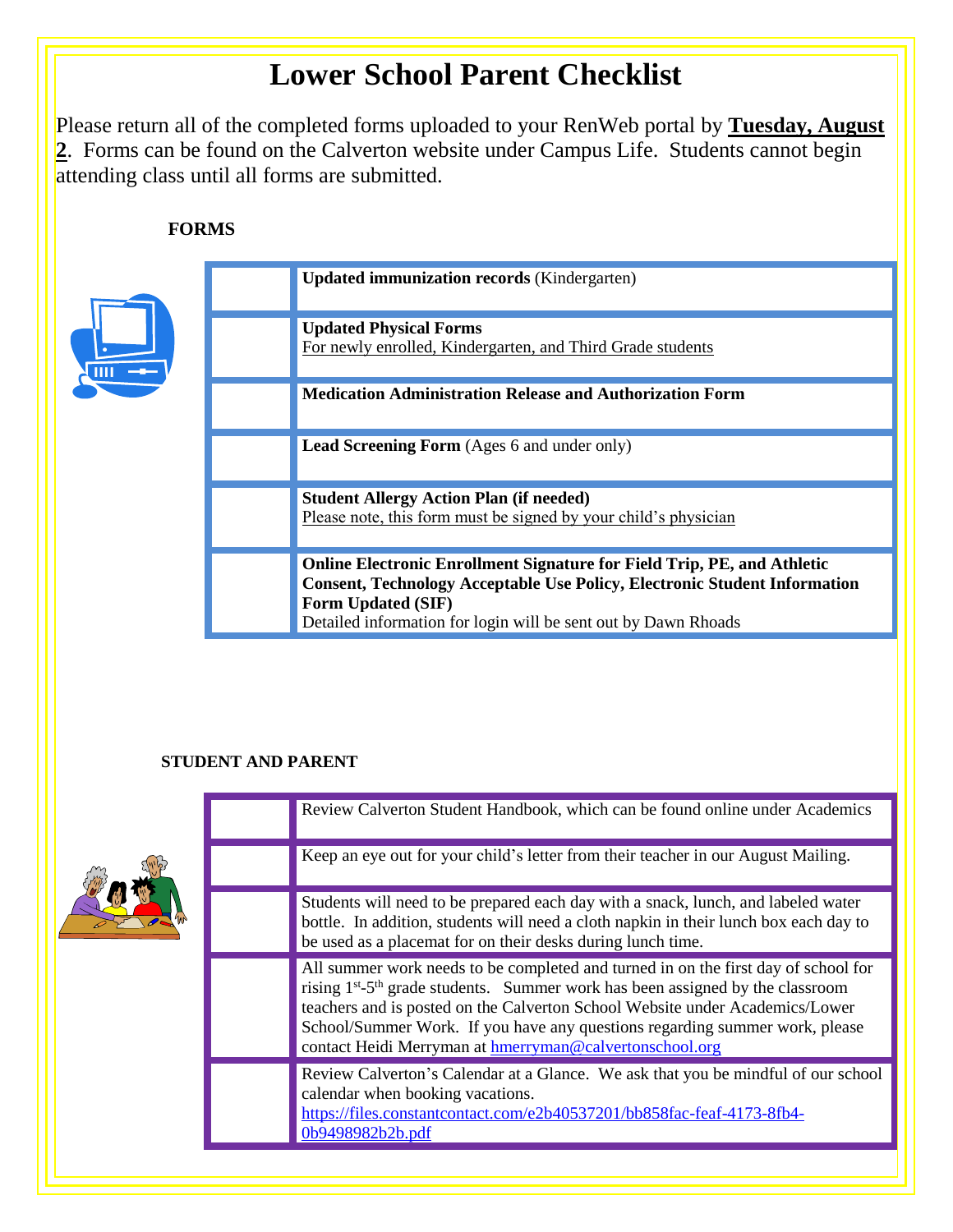# Lower School Parent Checklist

Please return all of the completed forms uploaded to your RenWeb portal by **Tuesday, August 2**. Forms can be found on the Calverton website under Campus Life. Students cannot begin attending class until all forms are submitted.

**FORMS**

| | |
|---|---|
| | **Updated immunization records** (Kindergarten) |
| | **Updated Physical Forms**<br>For newly enrolled, Kindergarten, and Third Grade students |
| | **Medication Administration Release and Authorization Form** |
| | **Lead Screening Form** (Ages 6 and under only) |
| | **Student Allergy Action Plan (if needed)**<br>Please note, this form must be signed by your child's physician |
| | **Online Electronic Enrollment Signature for Field Trip, PE, and Athletic Consent, Technology Acceptable Use Policy, Electronic Student Information Form Updated (SIF)**<br>Detailed information for login will be sent out by Dawn Rhoads |

**STUDENT AND PARENT**

| | |
|---|---|
| | Review Calverton Student Handbook, which can be found online under Academics |
| | Keep an eye out for your child's letter from their teacher in our August Mailing. |
| | Students will need to be prepared each day with a snack, lunch, and labeled water bottle. In addition, students will need a cloth napkin in their lunch box each day to be used as a placemat for on their desks during lunch time. |
| | All summer work needs to be completed and turned in on the first day of school for rising 1st-5th grade students. Summer work has been assigned by the classroom teachers and is posted on the Calverton School Website under Academics/Lower School/Summer Work. If you have any questions regarding summer work, please contact Heidi Merryman at hmerryman@calvertonschool.org |
| | Review Calverton's Calendar at a Glance. We ask that you be mindful of our school calendar when booking vacations.<br>https://files.constantcontact.com/e2b40537201/bb858fac-feaf-4173-8fb4-0b9498982b2b.pdf |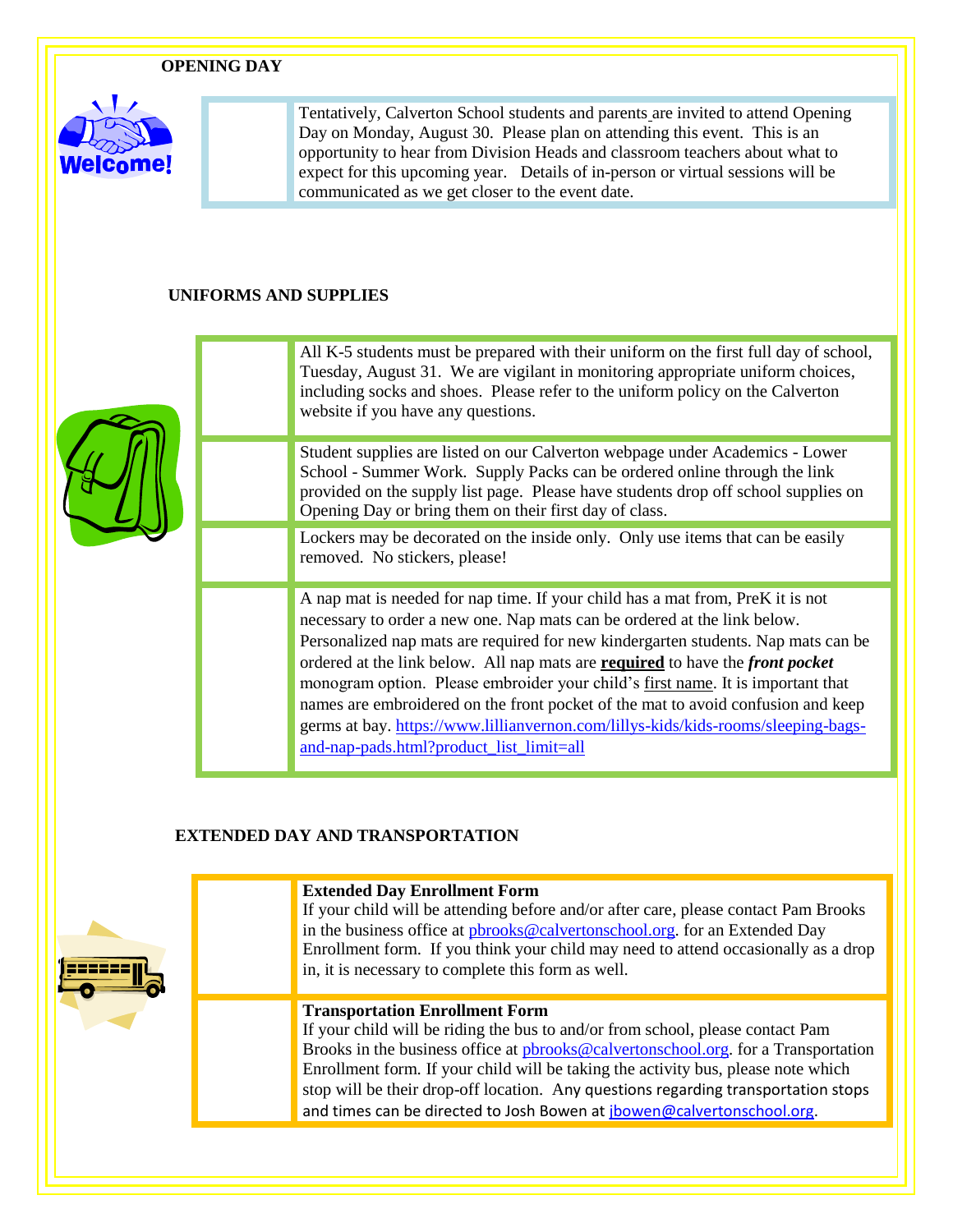## OPENING DAY

Tentatively, Calverton School students and parents are invited to attend Opening Day on Monday, August 30. Please plan on attending this event. This is an opportunity to hear from Division Heads and classroom teachers about what to expect for this upcoming year. Details of in-person or virtual sessions will be communicated as we get closer to the event date.

## UNIFORMS AND SUPPLIES

All K-5 students must be prepared with their uniform on the first full day of school, Tuesday, August 31. We are vigilant in monitoring appropriate uniform choices, including socks and shoes. Please refer to the uniform policy on the Calverton website if you have any questions.

Student supplies are listed on our Calverton webpage under Academics - Lower School - Summer Work. Supply Packs can be ordered online through the link provided on the supply list page. Please have students drop off school supplies on Opening Day or bring them on their first day of class.

Lockers may be decorated on the inside only. Only use items that can be easily removed. No stickers, please!

A nap mat is needed for nap time. If your child has a mat from, PreK it is not necessary to order a new one. Nap mats can be ordered at the link below. Personalized nap mats are required for new kindergarten students. Nap mats can be ordered at the link below. All nap mats are **required** to have the ***front pocket*** monogram option. Please embroider your child's first name. It is important that names are embroidered on the front pocket of the mat to avoid confusion and keep germs at bay. https://www.lillianvernon.com/lillys-kids/kids-rooms/sleeping-bags-and-nap-pads.html?product_list_limit=all

## EXTENDED DAY AND TRANSPORTATION

**Extended Day Enrollment Form**
If your child will be attending before and/or after care, please contact Pam Brooks in the business office at pbrooks@calvertonschool.org. for an Extended Day Enrollment form. If you think your child may need to attend occasionally as a drop in, it is necessary to complete this form as well.

**Transportation Enrollment Form**
If your child will be riding the bus to and/or from school, please contact Pam Brooks in the business office at pbrooks@calvertonschool.org. for a Transportation Enrollment form. If your child will be taking the activity bus, please note which stop will be their drop-off location. Any questions regarding transportation stops and times can be directed to Josh Bowen at jbowen@calvertonschool.org.